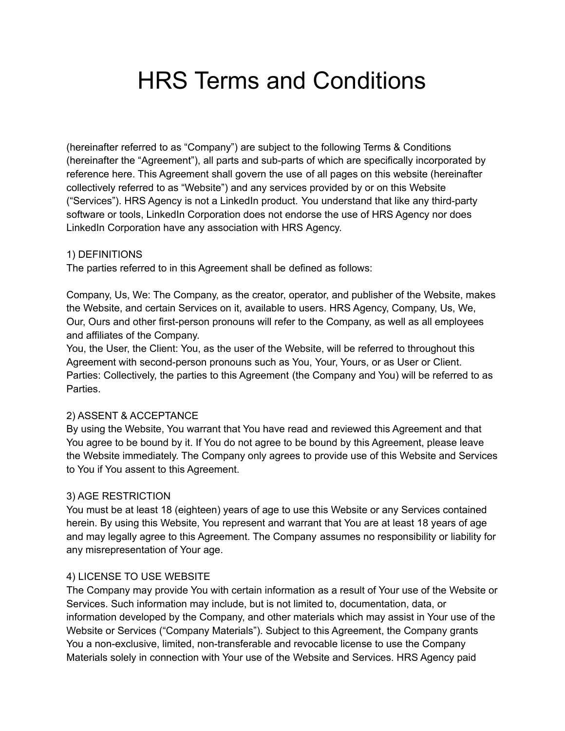# HRS Terms and Conditions

(hereinafter referred to as "Company") are subject to the following Terms & Conditions (hereinafter the "Agreement"), all parts and sub-parts of which are specifically incorporated by reference here. This Agreement shall govern the use of all pages on this website (hereinafter collectively referred to as "Website") and any services provided by or on this Website ("Services"). HRS Agency is not a LinkedIn product. You understand that like any third-party software or tools, LinkedIn Corporation does not endorse the use of HRS Agency nor does LinkedIn Corporation have any association with HRS Agency.

## 1) DEFINITIONS

The parties referred to in this Agreement shall be defined as follows:

Company, Us, We: The Company, as the creator, operator, and publisher of the Website, makes the Website, and certain Services on it, available to users. HRS Agency, Company, Us, We, Our, Ours and other first-person pronouns will refer to the Company, as well as all employees and affiliates of the Company.
You, the User, the Client: You, as the user of the Website, will be referred to throughout this Agreement with second-person pronouns such as You, Your, Yours, or as User or Client.
Parties: Collectively, the parties to this Agreement (the Company and You) will be referred to as Parties.

## 2) ASSENT & ACCEPTANCE

By using the Website, You warrant that You have read and reviewed this Agreement and that You agree to be bound by it. If You do not agree to be bound by this Agreement, please leave the Website immediately. The Company only agrees to provide use of this Website and Services to You if You assent to this Agreement.

## 3) AGE RESTRICTION

You must be at least 18 (eighteen) years of age to use this Website or any Services contained herein. By using this Website, You represent and warrant that You are at least 18 years of age and may legally agree to this Agreement. The Company assumes no responsibility or liability for any misrepresentation of Your age.

## 4) LICENSE TO USE WEBSITE

The Company may provide You with certain information as a result of Your use of the Website or Services. Such information may include, but is not limited to, documentation, data, or information developed by the Company, and other materials which may assist in Your use of the Website or Services ("Company Materials"). Subject to this Agreement, the Company grants You a non-exclusive, limited, non-transferable and revocable license to use the Company Materials solely in connection with Your use of the Website and Services. HRS Agency paid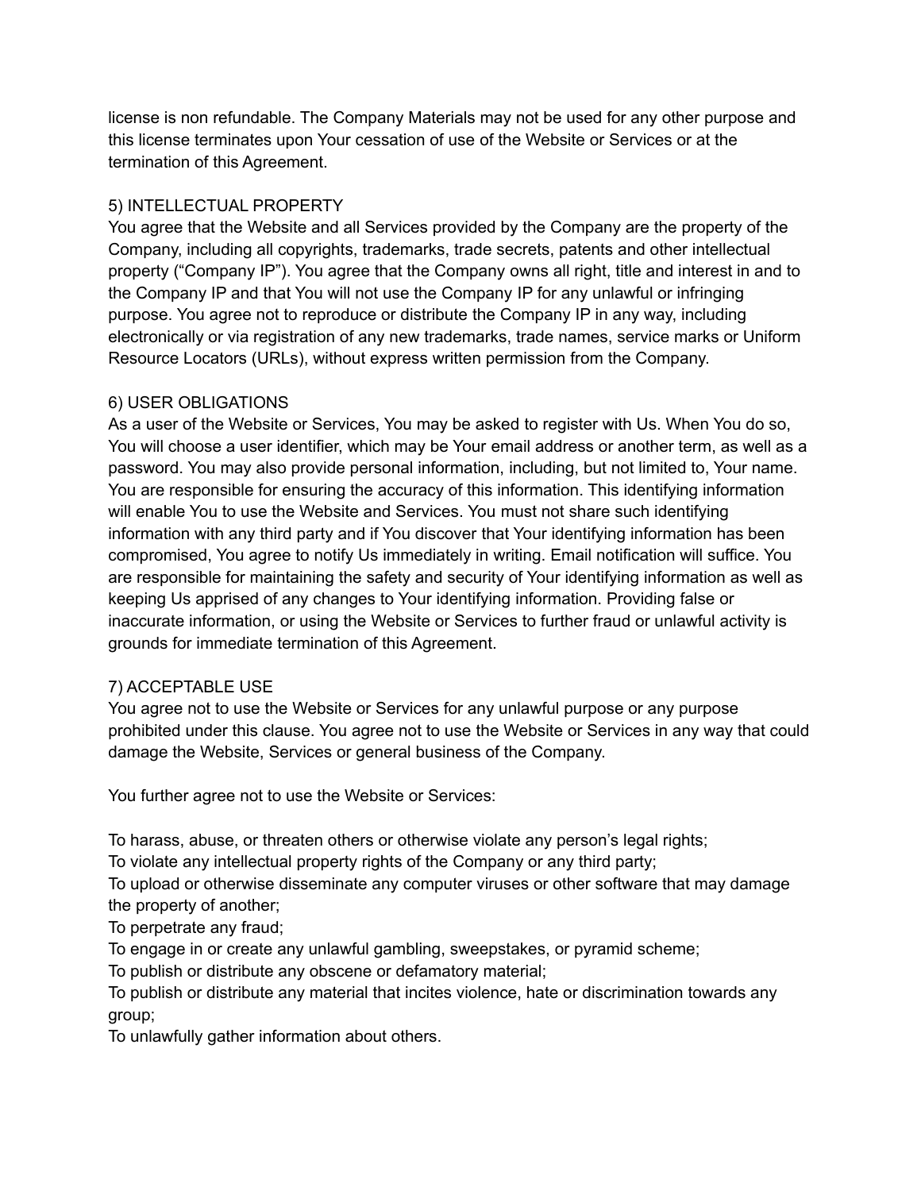license is non refundable. The Company Materials may not be used for any other purpose and this license terminates upon Your cessation of use of the Website or Services or at the termination of this Agreement.

## 5) INTELLECTUAL PROPERTY

You agree that the Website and all Services provided by the Company are the property of the Company, including all copyrights, trademarks, trade secrets, patents and other intellectual property ("Company IP"). You agree that the Company owns all right, title and interest in and to the Company IP and that You will not use the Company IP for any unlawful or infringing purpose. You agree not to reproduce or distribute the Company IP in any way, including electronically or via registration of any new trademarks, trade names, service marks or Uniform Resource Locators (URLs), without express written permission from the Company.

## 6) USER OBLIGATIONS

As a user of the Website or Services, You may be asked to register with Us. When You do so, You will choose a user identifier, which may be Your email address or another term, as well as a password. You may also provide personal information, including, but not limited to, Your name. You are responsible for ensuring the accuracy of this information. This identifying information will enable You to use the Website and Services. You must not share such identifying information with any third party and if You discover that Your identifying information has been compromised, You agree to notify Us immediately in writing. Email notification will suffice. You are responsible for maintaining the safety and security of Your identifying information as well as keeping Us apprised of any changes to Your identifying information. Providing false or inaccurate information, or using the Website or Services to further fraud or unlawful activity is grounds for immediate termination of this Agreement.

## 7) ACCEPTABLE USE

You agree not to use the Website or Services for any unlawful purpose or any purpose prohibited under this clause. You agree not to use the Website or Services in any way that could damage the Website, Services or general business of the Company.

You further agree not to use the Website or Services:

To harass, abuse, or threaten others or otherwise violate any person's legal rights;
To violate any intellectual property rights of the Company or any third party;
To upload or otherwise disseminate any computer viruses or other software that may damage the property of another;
To perpetrate any fraud;
To engage in or create any unlawful gambling, sweepstakes, or pyramid scheme;
To publish or distribute any obscene or defamatory material;
To publish or distribute any material that incites violence, hate or discrimination towards any group;
To unlawfully gather information about others.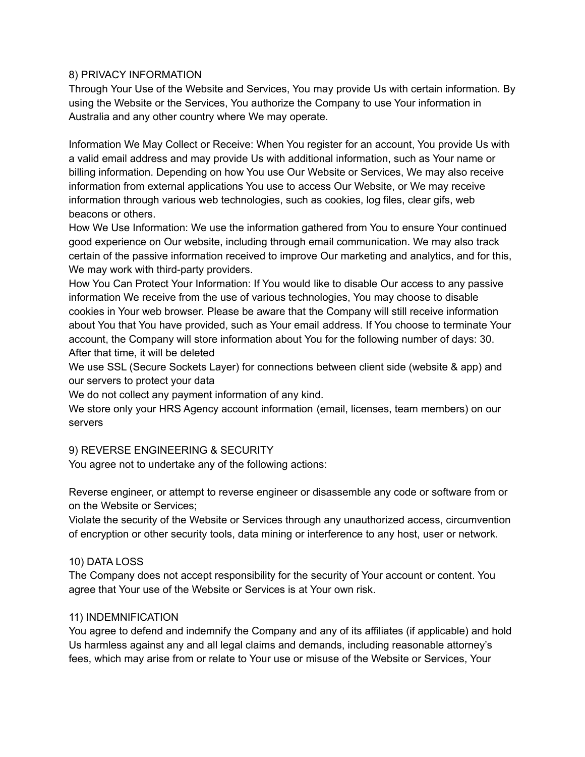## 8) PRIVACY INFORMATION

Through Your Use of the Website and Services, You may provide Us with certain information. By using the Website or the Services, You authorize the Company to use Your information in Australia and any other country where We may operate.

Information We May Collect or Receive: When You register for an account, You provide Us with a valid email address and may provide Us with additional information, such as Your name or billing information. Depending on how You use Our Website or Services, We may also receive information from external applications You use to access Our Website, or We may receive information through various web technologies, such as cookies, log files, clear gifs, web beacons or others.
How We Use Information: We use the information gathered from You to ensure Your continued good experience on Our website, including through email communication. We may also track certain of the passive information received to improve Our marketing and analytics, and for this, We may work with third-party providers.
How You Can Protect Your Information: If You would like to disable Our access to any passive information We receive from the use of various technologies, You may choose to disable cookies in Your web browser. Please be aware that the Company will still receive information about You that You have provided, such as Your email address. If You choose to terminate Your account, the Company will store information about You for the following number of days: 30. After that time, it will be deleted
We use SSL (Secure Sockets Layer) for connections between client side (website & app) and our servers to protect your data
We do not collect any payment information of any kind.
We store only your HRS Agency account information (email, licenses, team members) on our servers

## 9) REVERSE ENGINEERING & SECURITY

You agree not to undertake any of the following actions:

Reverse engineer, or attempt to reverse engineer or disassemble any code or software from or on the Website or Services;
Violate the security of the Website or Services through any unauthorized access, circumvention of encryption or other security tools, data mining or interference to any host, user or network.

## 10) DATA LOSS

The Company does not accept responsibility for the security of Your account or content. You agree that Your use of the Website or Services is at Your own risk.

## 11) INDEMNIFICATION

You agree to defend and indemnify the Company and any of its affiliates (if applicable) and hold Us harmless against any and all legal claims and demands, including reasonable attorney's fees, which may arise from or relate to Your use or misuse of the Website or Services, Your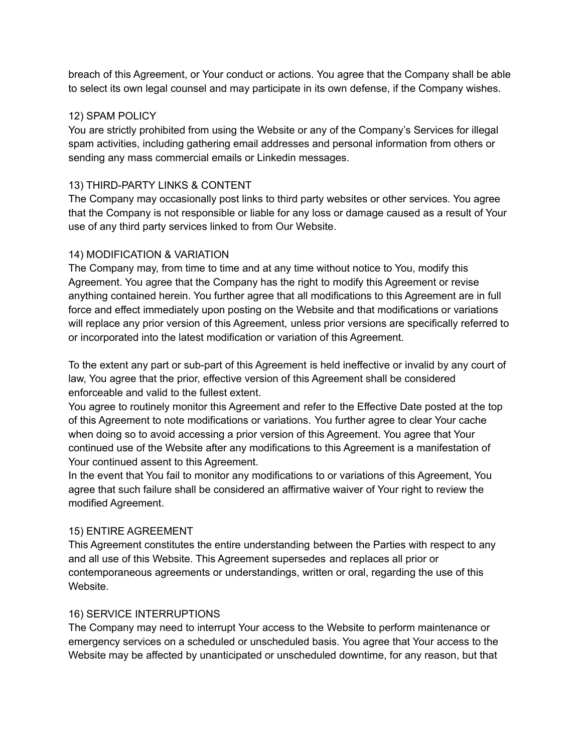breach of this Agreement, or Your conduct or actions. You agree that the Company shall be able to select its own legal counsel and may participate in its own defense, if the Company wishes.

## 12) SPAM POLICY

You are strictly prohibited from using the Website or any of the Company's Services for illegal spam activities, including gathering email addresses and personal information from others or sending any mass commercial emails or Linkedin messages.

## 13) THIRD-PARTY LINKS & CONTENT

The Company may occasionally post links to third party websites or other services. You agree that the Company is not responsible or liable for any loss or damage caused as a result of Your use of any third party services linked to from Our Website.

## 14) MODIFICATION & VARIATION

The Company may, from time to time and at any time without notice to You, modify this Agreement. You agree that the Company has the right to modify this Agreement or revise anything contained herein. You further agree that all modifications to this Agreement are in full force and effect immediately upon posting on the Website and that modifications or variations will replace any prior version of this Agreement, unless prior versions are specifically referred to or incorporated into the latest modification or variation of this Agreement.

To the extent any part or sub-part of this Agreement is held ineffective or invalid by any court of law, You agree that the prior, effective version of this Agreement shall be considered enforceable and valid to the fullest extent.

You agree to routinely monitor this Agreement and refer to the Effective Date posted at the top of this Agreement to note modifications or variations. You further agree to clear Your cache when doing so to avoid accessing a prior version of this Agreement. You agree that Your continued use of the Website after any modifications to this Agreement is a manifestation of Your continued assent to this Agreement.

In the event that You fail to monitor any modifications to or variations of this Agreement, You agree that such failure shall be considered an affirmative waiver of Your right to review the modified Agreement.

## 15) ENTIRE AGREEMENT

This Agreement constitutes the entire understanding between the Parties with respect to any and all use of this Website. This Agreement supersedes and replaces all prior or contemporaneous agreements or understandings, written or oral, regarding the use of this Website.

## 16) SERVICE INTERRUPTIONS

The Company may need to interrupt Your access to the Website to perform maintenance or emergency services on a scheduled or unscheduled basis. You agree that Your access to the Website may be affected by unanticipated or unscheduled downtime, for any reason, but that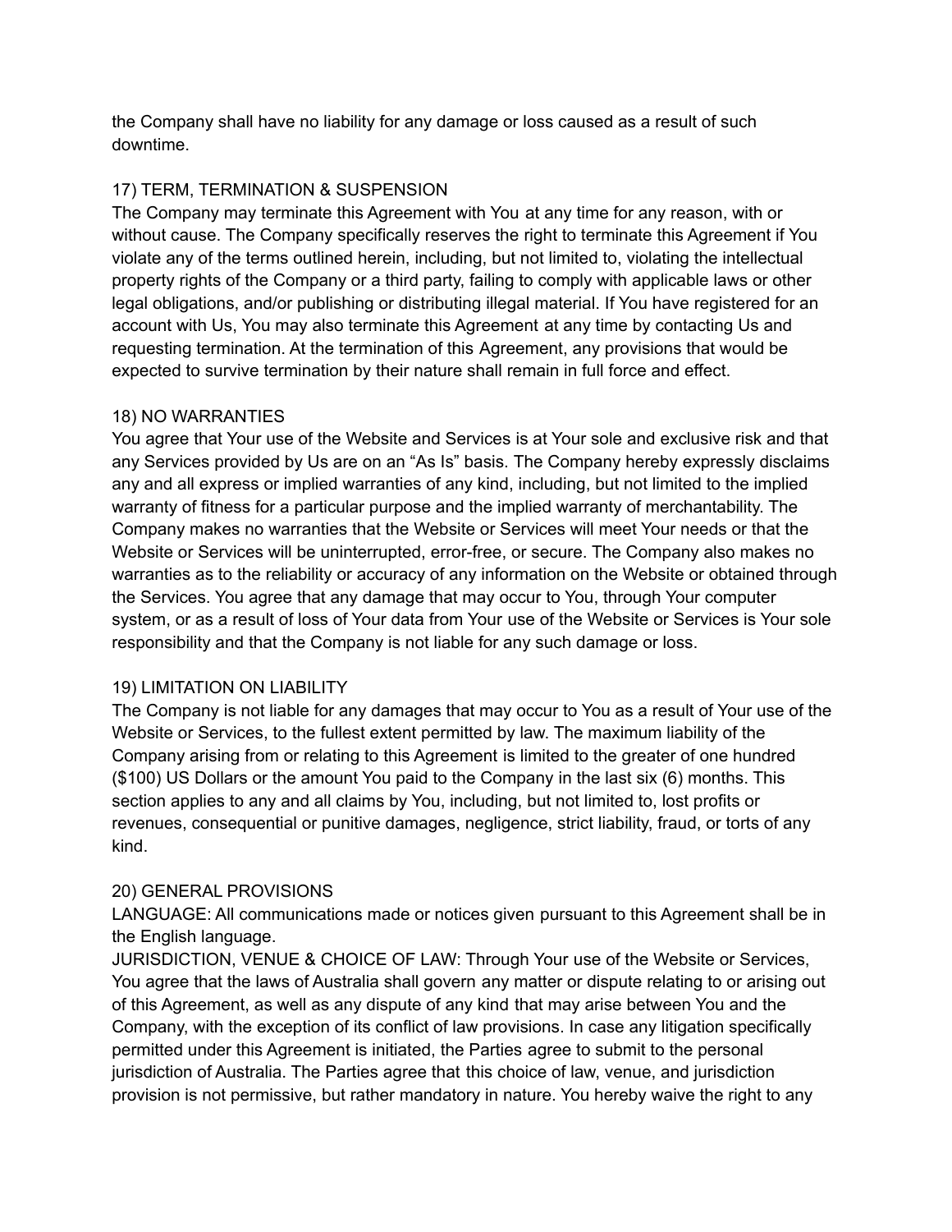the Company shall have no liability for any damage or loss caused as a result of such downtime.

## 17) TERM, TERMINATION & SUSPENSION

The Company may terminate this Agreement with You at any time for any reason, with or without cause. The Company specifically reserves the right to terminate this Agreement if You violate any of the terms outlined herein, including, but not limited to, violating the intellectual property rights of the Company or a third party, failing to comply with applicable laws or other legal obligations, and/or publishing or distributing illegal material. If You have registered for an account with Us, You may also terminate this Agreement at any time by contacting Us and requesting termination. At the termination of this Agreement, any provisions that would be expected to survive termination by their nature shall remain in full force and effect.

## 18) NO WARRANTIES

You agree that Your use of the Website and Services is at Your sole and exclusive risk and that any Services provided by Us are on an "As Is" basis. The Company hereby expressly disclaims any and all express or implied warranties of any kind, including, but not limited to the implied warranty of fitness for a particular purpose and the implied warranty of merchantability. The Company makes no warranties that the Website or Services will meet Your needs or that the Website or Services will be uninterrupted, error-free, or secure. The Company also makes no warranties as to the reliability or accuracy of any information on the Website or obtained through the Services. You agree that any damage that may occur to You, through Your computer system, or as a result of loss of Your data from Your use of the Website or Services is Your sole responsibility and that the Company is not liable for any such damage or loss.

## 19) LIMITATION ON LIABILITY

The Company is not liable for any damages that may occur to You as a result of Your use of the Website or Services, to the fullest extent permitted by law. The maximum liability of the Company arising from or relating to this Agreement is limited to the greater of one hundred ($100) US Dollars or the amount You paid to the Company in the last six (6) months. This section applies to any and all claims by You, including, but not limited to, lost profits or revenues, consequential or punitive damages, negligence, strict liability, fraud, or torts of any kind.

## 20) GENERAL PROVISIONS

LANGUAGE: All communications made or notices given pursuant to this Agreement shall be in the English language.

JURISDICTION, VENUE & CHOICE OF LAW: Through Your use of the Website or Services, You agree that the laws of Australia shall govern any matter or dispute relating to or arising out of this Agreement, as well as any dispute of any kind that may arise between You and the Company, with the exception of its conflict of law provisions. In case any litigation specifically permitted under this Agreement is initiated, the Parties agree to submit to the personal jurisdiction of Australia. The Parties agree that this choice of law, venue, and jurisdiction provision is not permissive, but rather mandatory in nature. You hereby waive the right to any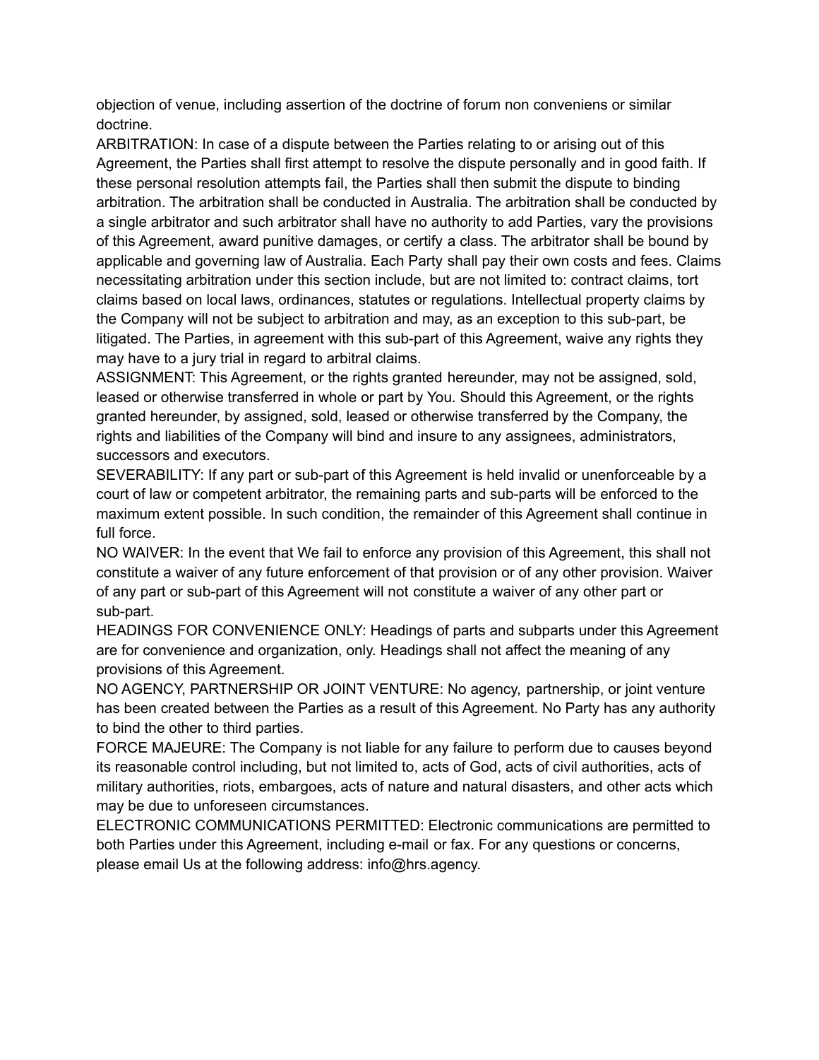objection of venue, including assertion of the doctrine of forum non conveniens or similar doctrine.

ARBITRATION: In case of a dispute between the Parties relating to or arising out of this Agreement, the Parties shall first attempt to resolve the dispute personally and in good faith. If these personal resolution attempts fail, the Parties shall then submit the dispute to binding arbitration. The arbitration shall be conducted in Australia. The arbitration shall be conducted by a single arbitrator and such arbitrator shall have no authority to add Parties, vary the provisions of this Agreement, award punitive damages, or certify a class. The arbitrator shall be bound by applicable and governing law of Australia. Each Party shall pay their own costs and fees. Claims necessitating arbitration under this section include, but are not limited to: contract claims, tort claims based on local laws, ordinances, statutes or regulations. Intellectual property claims by the Company will not be subject to arbitration and may, as an exception to this sub-part, be litigated. The Parties, in agreement with this sub-part of this Agreement, waive any rights they may have to a jury trial in regard to arbitral claims.

ASSIGNMENT: This Agreement, or the rights granted hereunder, may not be assigned, sold, leased or otherwise transferred in whole or part by You. Should this Agreement, or the rights granted hereunder, by assigned, sold, leased or otherwise transferred by the Company, the rights and liabilities of the Company will bind and insure to any assignees, administrators, successors and executors.

SEVERABILITY: If any part or sub-part of this Agreement is held invalid or unenforceable by a court of law or competent arbitrator, the remaining parts and sub-parts will be enforced to the maximum extent possible. In such condition, the remainder of this Agreement shall continue in full force.

NO WAIVER: In the event that We fail to enforce any provision of this Agreement, this shall not constitute a waiver of any future enforcement of that provision or of any other provision. Waiver of any part or sub-part of this Agreement will not constitute a waiver of any other part or sub-part.

HEADINGS FOR CONVENIENCE ONLY: Headings of parts and subparts under this Agreement are for convenience and organization, only. Headings shall not affect the meaning of any provisions of this Agreement.

NO AGENCY, PARTNERSHIP OR JOINT VENTURE: No agency, partnership, or joint venture has been created between the Parties as a result of this Agreement. No Party has any authority to bind the other to third parties.

FORCE MAJEURE: The Company is not liable for any failure to perform due to causes beyond its reasonable control including, but not limited to, acts of God, acts of civil authorities, acts of military authorities, riots, embargoes, acts of nature and natural disasters, and other acts which may be due to unforeseen circumstances.

ELECTRONIC COMMUNICATIONS PERMITTED: Electronic communications are permitted to both Parties under this Agreement, including e-mail or fax. For any questions or concerns, please email Us at the following address: info@hrs.agency.